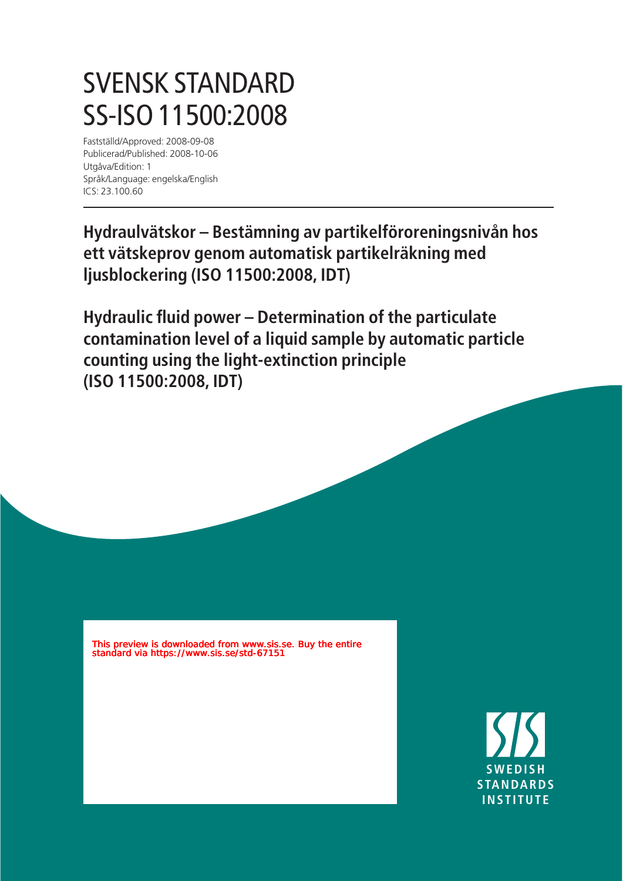# SVENSK STANDARD
# SS-ISO 11500:2008

Fastställd/Approved: 2008-09-08
Publicerad/Published: 2008-10-06
Utgåva/Edition: 1
Språk/Language: engelska/English
ICS: 23.100.60

**Hydraulvätskor – Bestämning av partikelföroreningsnivån hos ett vätskeprov genom automatisk partikelräkning med ljusblockering (ISO 11500:2008, IDT)**

**Hydraulic fluid power – Determination of the particulate contamination level of a liquid sample by automatic particle counting using the light-extinction principle (ISO 11500:2008, IDT)**

This preview is downloaded from www.sis.se. Buy the entire standard via https://www.sis.se/std-67151

SWEDISH STANDARDS INSTITUTE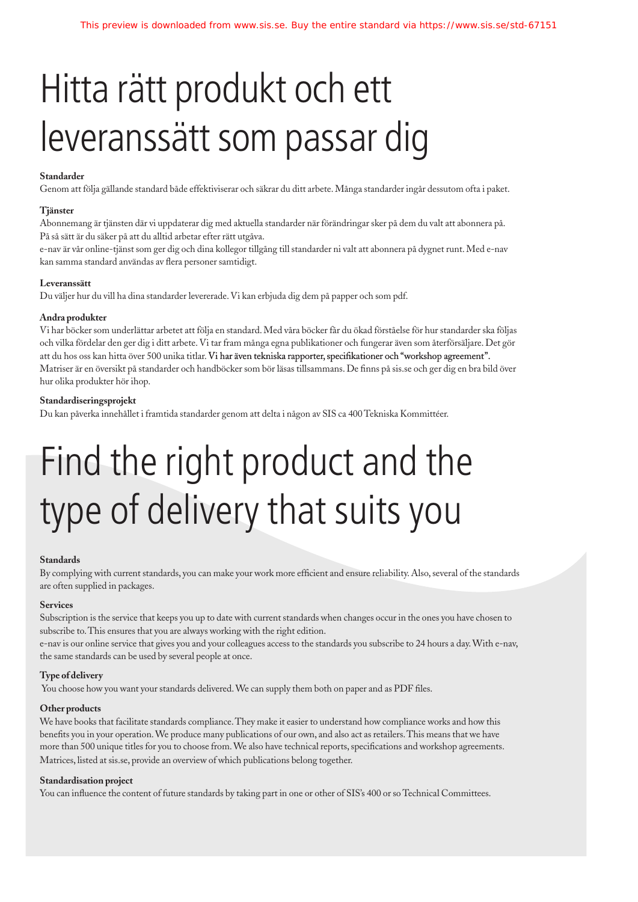# Hitta rätt produkt och ett leveranssätt som passar dig

**Standarder**

Genom att följa gällande standard både effektiviserar och säkrar du ditt arbete. Många standarder ingår dessutom ofta i paket.

**Tjänster**

Abonnemang är tjänsten där vi uppdaterar dig med aktuella standarder när förändringar sker på dem du valt att abonnera på. På så sätt är du säker på att du alltid arbetar efter rätt utgåva.

e-nav är vår online-tjänst som ger dig och dina kollegor tillgång till standarder ni valt att abonnera på dygnet runt. Med e-nav kan samma standard användas av flera personer samtidigt.

**Leveranssätt**

Du väljer hur du vill ha dina standarder levererade. Vi kan erbjuda dig dem på papper och som pdf.

**Andra produkter**

Vi har böcker som underlättar arbetet att följa en standard. Med våra böcker får du ökad förståelse för hur standarder ska följas och vilka fördelar den ger dig i ditt arbete. Vi tar fram många egna publikationer och fungerar även som återförsäljare. Det gör att du hos oss kan hitta över 500 unika titlar. Vi har även tekniska rapporter, specifikationer och "workshop agreement". Matriser är en översikt på standarder och handböcker som bör läsas tillsammans. De finns på sis.se och ger dig en bra bild över hur olika produkter hör ihop.

**Standardiseringsprojekt**

Du kan påverka innehållet i framtida standarder genom att delta i någon av SIS ca 400 Tekniska Kommittéer.

# Find the right product and the type of delivery that suits you

**Standards**

By complying with current standards, you can make your work more efficient and ensure reliability. Also, several of the standards are often supplied in packages.

**Services**

Subscription is the service that keeps you up to date with current standards when changes occur in the ones you have chosen to subscribe to. This ensures that you are always working with the right edition.

e-nav is our online service that gives you and your colleagues access to the standards you subscribe to 24 hours a day. With e-nav, the same standards can be used by several people at once.

**Type of delivery**

You choose how you want your standards delivered. We can supply them both on paper and as PDF files.

**Other products**

We have books that facilitate standards compliance. They make it easier to understand how compliance works and how this benefits you in your operation. We produce many publications of our own, and also act as retailers. This means that we have more than 500 unique titles for you to choose from. We also have technical reports, specifications and workshop agreements. Matrices, listed at sis.se, provide an overview of which publications belong together.

**Standardisation project**

You can influence the content of future standards by taking part in one or other of SIS's 400 or so Technical Committees.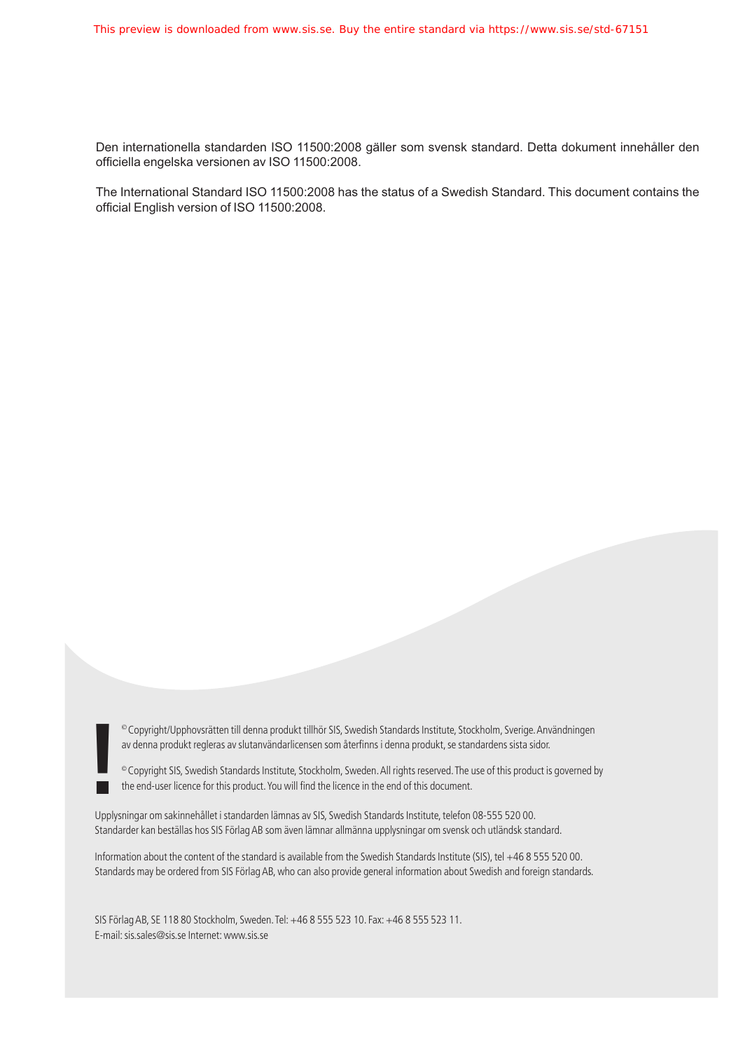Den internationella standarden ISO 11500:2008 gäller som svensk standard. Detta dokument innehåller den officiella engelska versionen av ISO 11500:2008.

The International Standard ISO 11500:2008 has the status of a Swedish Standard. This document contains the official English version of ISO 11500:2008.

© Copyright/Upphovsrätten till denna produkt tillhör SIS, Swedish Standards Institute, Stockholm, Sverige. Användningen av denna produkt regleras av slutanvändarlicensen som återfinns i denna produkt, se standardens sista sidor.

© Copyright SIS, Swedish Standards Institute, Stockholm, Sweden. All rights reserved. The use of this product is governed by the end-user licence for this product. You will find the licence in the end of this document.

Upplysningar om sakinnehållet i standarden lämnas av SIS, Swedish Standards Institute, telefon 08-555 520 00.
Standarder kan beställas hos SIS Förlag AB som även lämnar allmänna upplysningar om svensk och utländsk standard.

Information about the content of the standard is available from the Swedish Standards Institute (SIS), tel +46 8 555 520 00.
Standards may be ordered from SIS Förlag AB, who can also provide general information about Swedish and foreign standards.

SIS Förlag AB, SE 118 80 Stockholm, Sweden. Tel: +46 8 555 523 10. Fax: +46 8 555 523 11.
E-mail: sis.sales@sis.se Internet: www.sis.se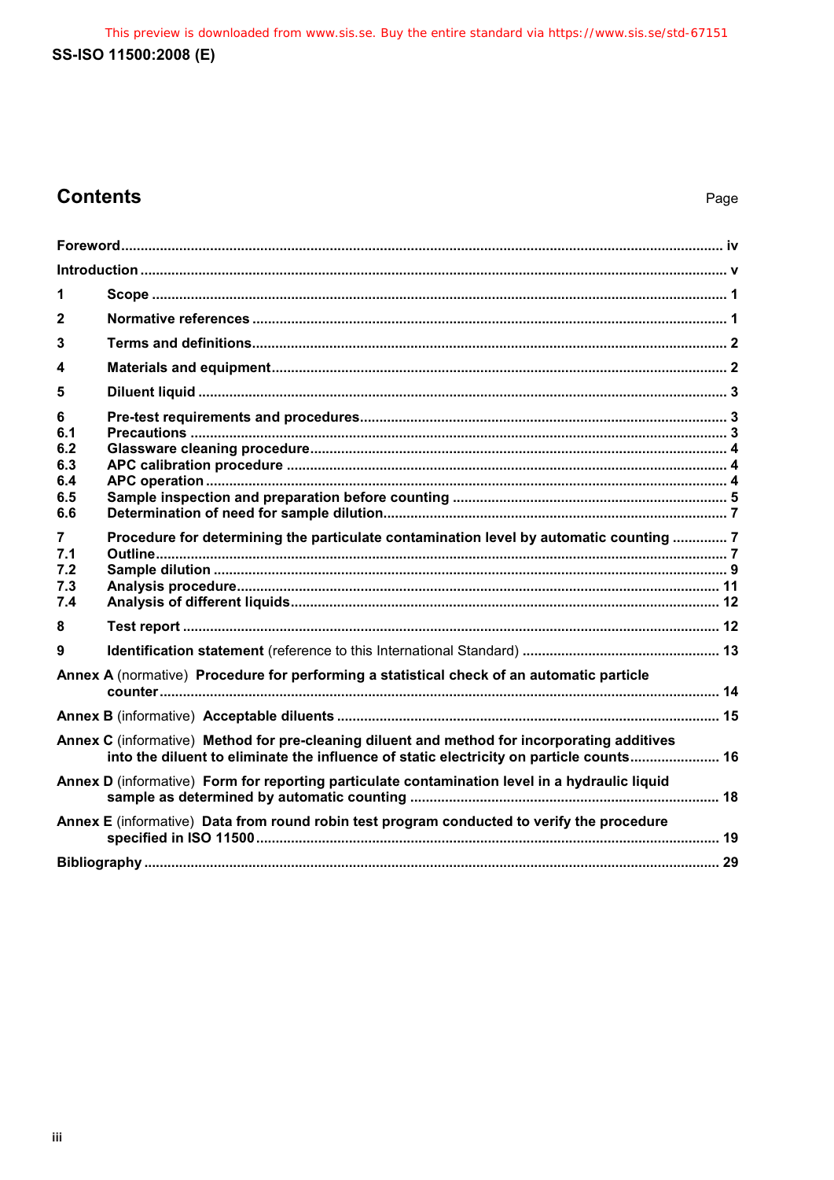## Contents

Page

**Foreword** ........................................................................................................................................... iv

**Introduction** ......................................................................................................................................... v

**1 Scope** .............................................................................................................................................. 1

**2 Normative references** .................................................................................................................... 1

**3 Terms and definitions** .................................................................................................................... 2

**4 Materials and equipment** ................................................................................................................ 2

**5 Diluent liquid** ................................................................................................................................... 3

**6 Pre-test requirements and procedures** .......................................................................................... 3
**6.1 Precautions** ..................................................................................................................................... 3
**6.2 Glassware cleaning procedure** ....................................................................................................... 4
**6.3 APC calibration procedure** ............................................................................................................. 4
**6.4 APC operation** ................................................................................................................................. 4
**6.5 Sample inspection and preparation before counting** .................................................................... 5
**6.6 Determination of need for sample dilution** ..................................................................................... 7

**7 Procedure for determining the particulate contamination level by automatic counting** ............. 7
**7.1 Outline** .............................................................................................................................................. 7
**7.2 Sample dilution** ................................................................................................................................ 9
**7.3 Analysis procedure** ........................................................................................................................ 11
**7.4 Analysis of different liquids** ........................................................................................................... 12

**8 Test report** ..................................................................................................................................... 12

**9 Identification statement** (reference to this International Standard) ............................................. 13

**Annex A** (normative) **Procedure for performing a statistical check of an automatic particle counter** ............................................................................................................................................. 14

**Annex B** (informative) **Acceptable diluents** ....................................................................................... 15

**Annex C** (informative) **Method for pre-cleaning diluent and method for incorporating additives into the diluent to eliminate the influence of static electricity on particle counts** ....................... 16

**Annex D** (informative) **Form for reporting particulate contamination level in a hydraulic liquid sample as determined by automatic counting** ................................................................................ 18

**Annex E** (informative) **Data from round robin test program conducted to verify the procedure specified in ISO 11500** ........................................................................................................................ 19

**Bibliography** ......................................................................................................................................... 29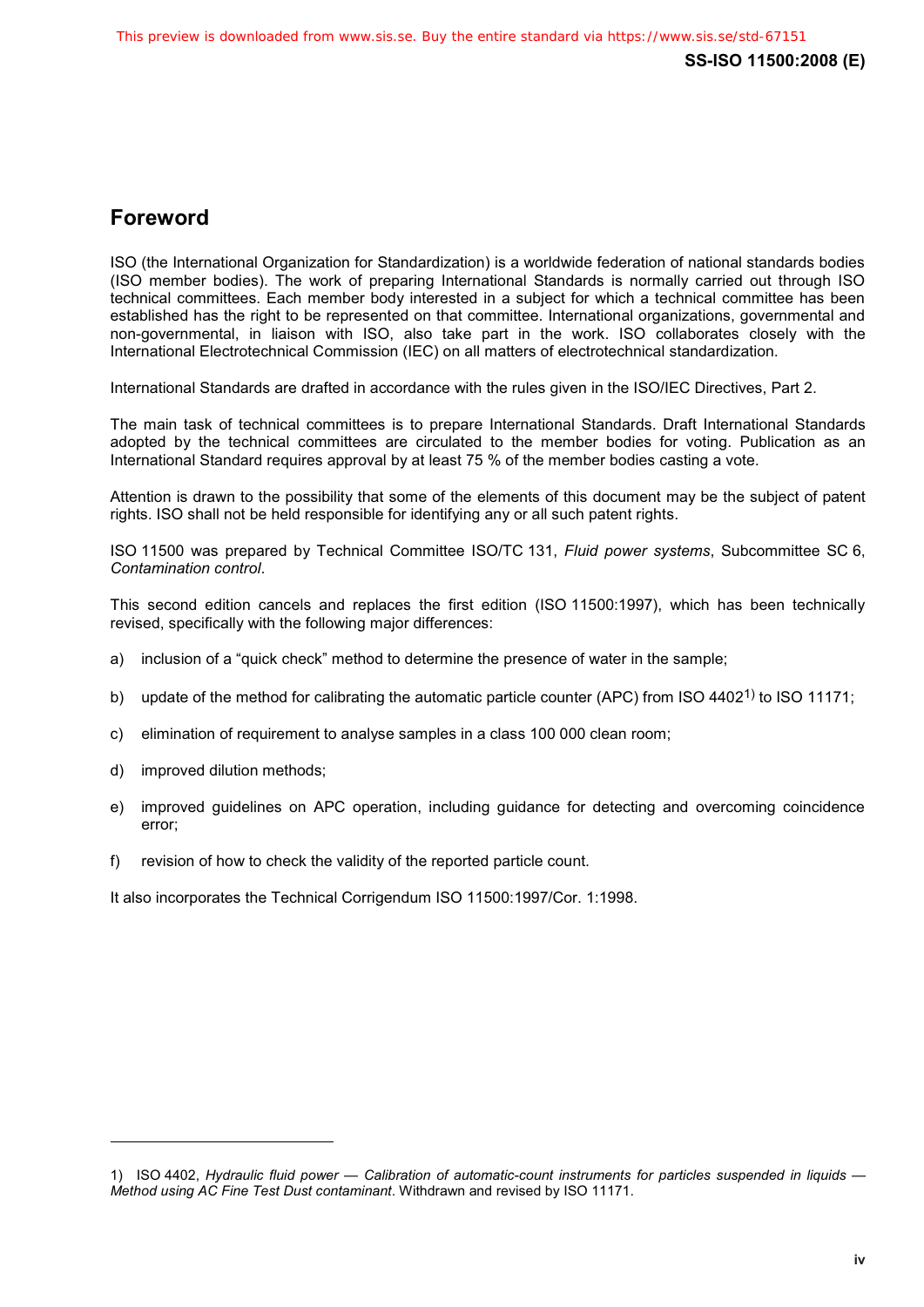## Foreword

ISO (the International Organization for Standardization) is a worldwide federation of national standards bodies (ISO member bodies). The work of preparing International Standards is normally carried out through ISO technical committees. Each member body interested in a subject for which a technical committee has been established has the right to be represented on that committee. International organizations, governmental and non-governmental, in liaison with ISO, also take part in the work. ISO collaborates closely with the International Electrotechnical Commission (IEC) on all matters of electrotechnical standardization.

International Standards are drafted in accordance with the rules given in the ISO/IEC Directives, Part 2.

The main task of technical committees is to prepare International Standards. Draft International Standards adopted by the technical committees are circulated to the member bodies for voting. Publication as an International Standard requires approval by at least 75 % of the member bodies casting a vote.

Attention is drawn to the possibility that some of the elements of this document may be the subject of patent rights. ISO shall not be held responsible for identifying any or all such patent rights.

ISO 11500 was prepared by Technical Committee ISO/TC 131, *Fluid power systems*, Subcommittee SC 6, *Contamination control*.

This second edition cancels and replaces the first edition (ISO 11500:1997), which has been technically revised, specifically with the following major differences:

a) inclusion of a "quick check" method to determine the presence of water in the sample;

b) update of the method for calibrating the automatic particle counter (APC) from ISO 4402[1)] to ISO 11171;

c) elimination of requirement to analyse samples in a class 100 000 clean room;

d) improved dilution methods;

e) improved guidelines on APC operation, including guidance for detecting and overcoming coincidence error;

f) revision of how to check the validity of the reported particle count.

It also incorporates the Technical Corrigendum ISO 11500:1997/Cor. 1:1998.

---

1) ISO 4402, *Hydraulic fluid power — Calibration of automatic-count instruments for particles suspended in liquids — Method using AC Fine Test Dust contaminant*. Withdrawn and revised by ISO 11171.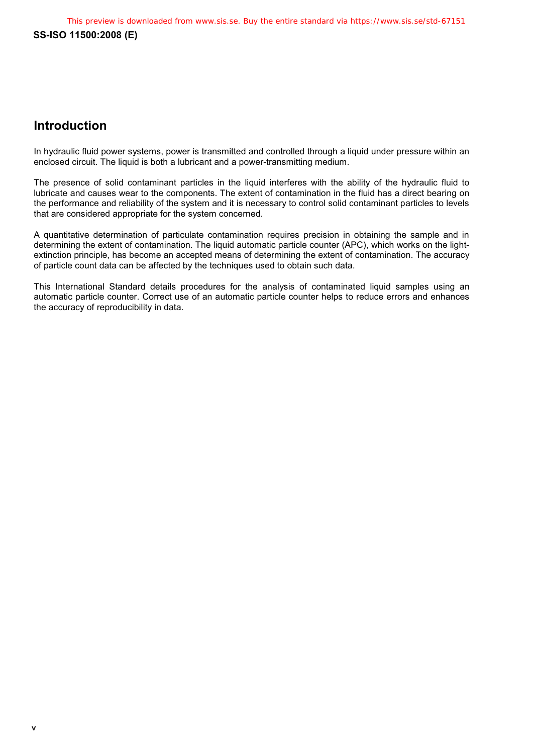## Introduction

In hydraulic fluid power systems, power is transmitted and controlled through a liquid under pressure within an enclosed circuit. The liquid is both a lubricant and a power-transmitting medium.

The presence of solid contaminant particles in the liquid interferes with the ability of the hydraulic fluid to lubricate and causes wear to the components. The extent of contamination in the fluid has a direct bearing on the performance and reliability of the system and it is necessary to control solid contaminant particles to levels that are considered appropriate for the system concerned.

A quantitative determination of particulate contamination requires precision in obtaining the sample and in determining the extent of contamination. The liquid automatic particle counter (APC), which works on the light-extinction principle, has become an accepted means of determining the extent of contamination. The accuracy of particle count data can be affected by the techniques used to obtain such data.

This International Standard details procedures for the analysis of contaminated liquid samples using an automatic particle counter. Correct use of an automatic particle counter helps to reduce errors and enhances the accuracy of reproducibility in data.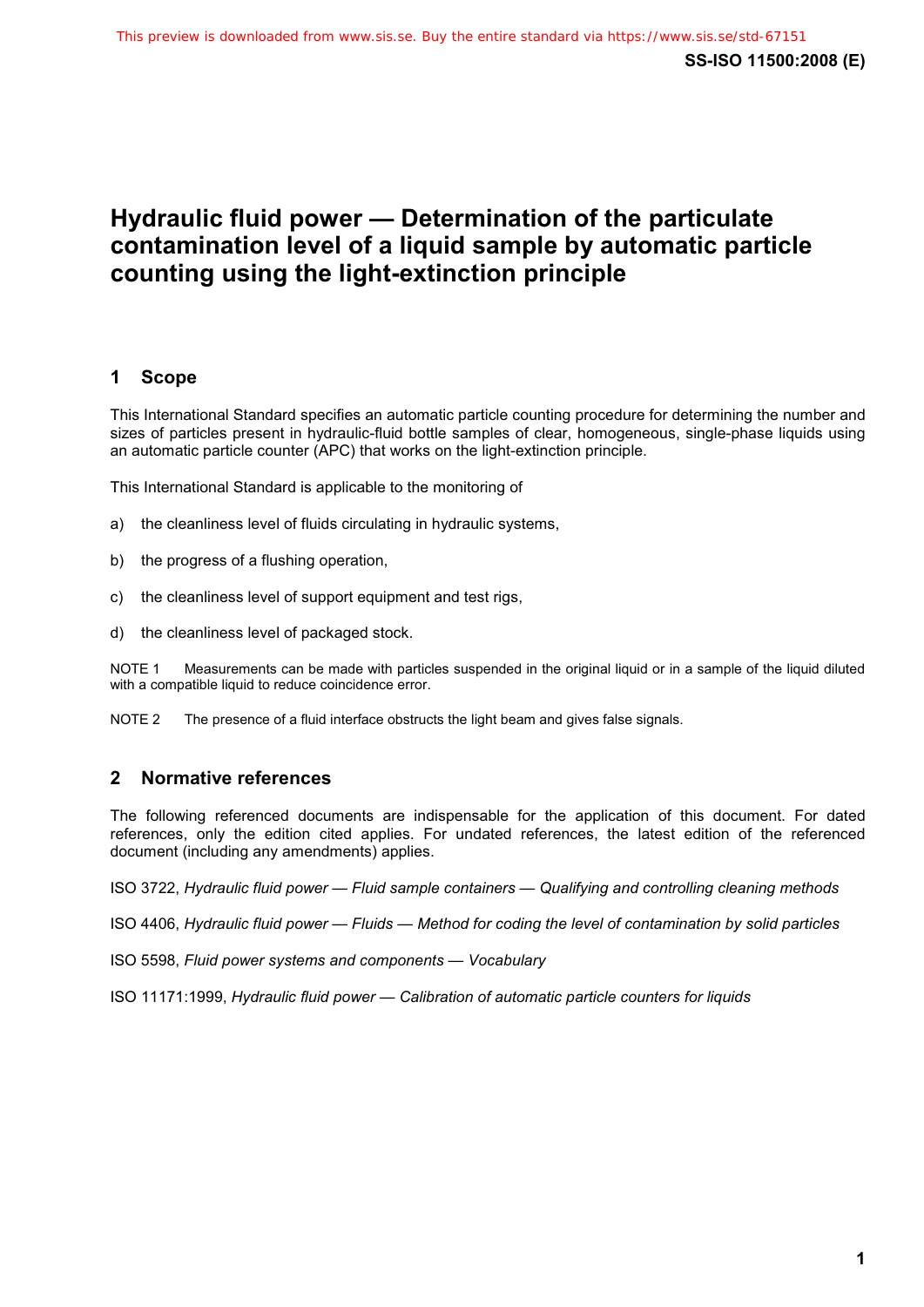# Hydraulic fluid power — Determination of the particulate contamination level of a liquid sample by automatic particle counting using the light-extinction principle

## 1 Scope

This International Standard specifies an automatic particle counting procedure for determining the number and sizes of particles present in hydraulic-fluid bottle samples of clear, homogeneous, single-phase liquids using an automatic particle counter (APC) that works on the light-extinction principle.

This International Standard is applicable to the monitoring of

a) the cleanliness level of fluids circulating in hydraulic systems,

b) the progress of a flushing operation,

c) the cleanliness level of support equipment and test rigs,

d) the cleanliness level of packaged stock.

NOTE 1 Measurements can be made with particles suspended in the original liquid or in a sample of the liquid diluted with a compatible liquid to reduce coincidence error.

NOTE 2 The presence of a fluid interface obstructs the light beam and gives false signals.

## 2 Normative references

The following referenced documents are indispensable for the application of this document. For dated references, only the edition cited applies. For undated references, the latest edition of the referenced document (including any amendments) applies.

ISO 3722, *Hydraulic fluid power — Fluid sample containers — Qualifying and controlling cleaning methods*

ISO 4406, *Hydraulic fluid power — Fluids — Method for coding the level of contamination by solid particles*

ISO 5598, *Fluid power systems and components — Vocabulary*

ISO 11171:1999, *Hydraulic fluid power — Calibration of automatic particle counters for liquids*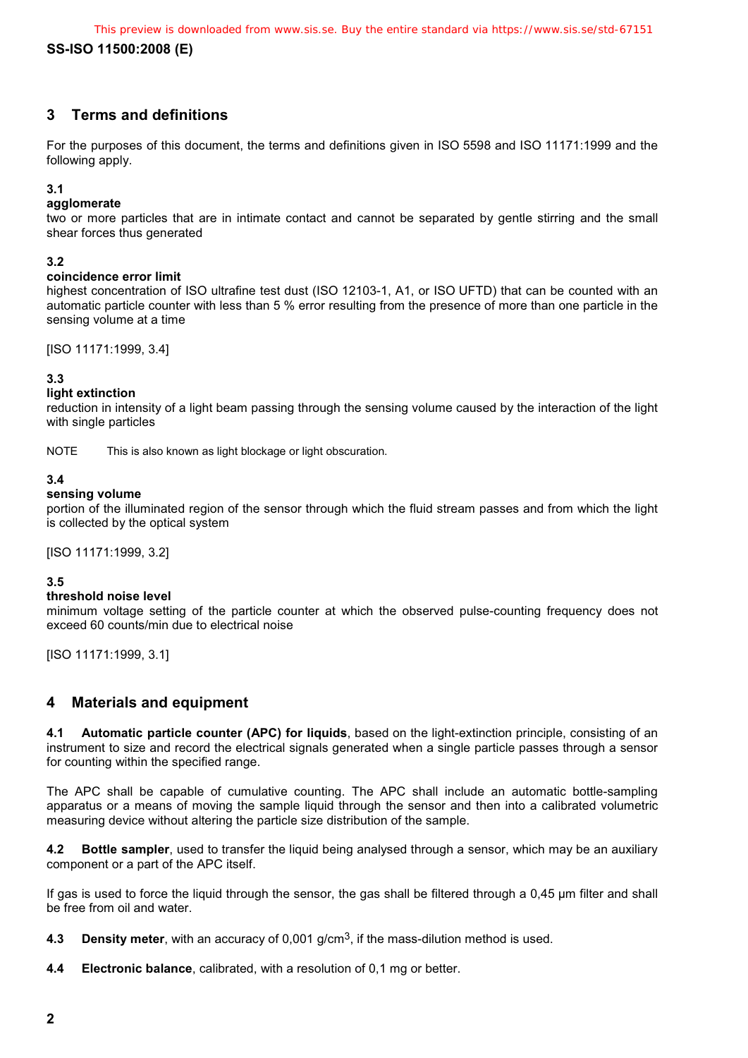## 3 Terms and definitions

For the purposes of this document, the terms and definitions given in ISO 5598 and ISO 11171:1999 and the following apply.

**3.1**
**agglomerate**
two or more particles that are in intimate contact and cannot be separated by gentle stirring and the small shear forces thus generated

**3.2**
**coincidence error limit**
highest concentration of ISO ultrafine test dust (ISO 12103-1, A1, or ISO UFTD) that can be counted with an automatic particle counter with less than 5 % error resulting from the presence of more than one particle in the sensing volume at a time

[ISO 11171:1999, 3.4]

**3.3**
**light extinction**
reduction in intensity of a light beam passing through the sensing volume caused by the interaction of the light with single particles

NOTE This is also known as light blockage or light obscuration.

**3.4**
**sensing volume**
portion of the illuminated region of the sensor through which the fluid stream passes and from which the light is collected by the optical system

[ISO 11171:1999, 3.2]

**3.5**
**threshold noise level**
minimum voltage setting of the particle counter at which the observed pulse-counting frequency does not exceed 60 counts/min due to electrical noise

[ISO 11171:1999, 3.1]

## 4 Materials and equipment

**4.1 Automatic particle counter (APC) for liquids**, based on the light-extinction principle, consisting of an instrument to size and record the electrical signals generated when a single particle passes through a sensor for counting within the specified range.

The APC shall be capable of cumulative counting. The APC shall include an automatic bottle-sampling apparatus or a means of moving the sample liquid through the sensor and then into a calibrated volumetric measuring device without altering the particle size distribution of the sample.

**4.2 Bottle sampler**, used to transfer the liquid being analysed through a sensor, which may be an auxiliary component or a part of the APC itself.

If gas is used to force the liquid through the sensor, the gas shall be filtered through a 0,45 µm filter and shall be free from oil and water.

**4.3 Density meter**, with an accuracy of 0,001 g/cm$^3$, if the mass-dilution method is used.

**4.4 Electronic balance**, calibrated, with a resolution of 0,1 mg or better.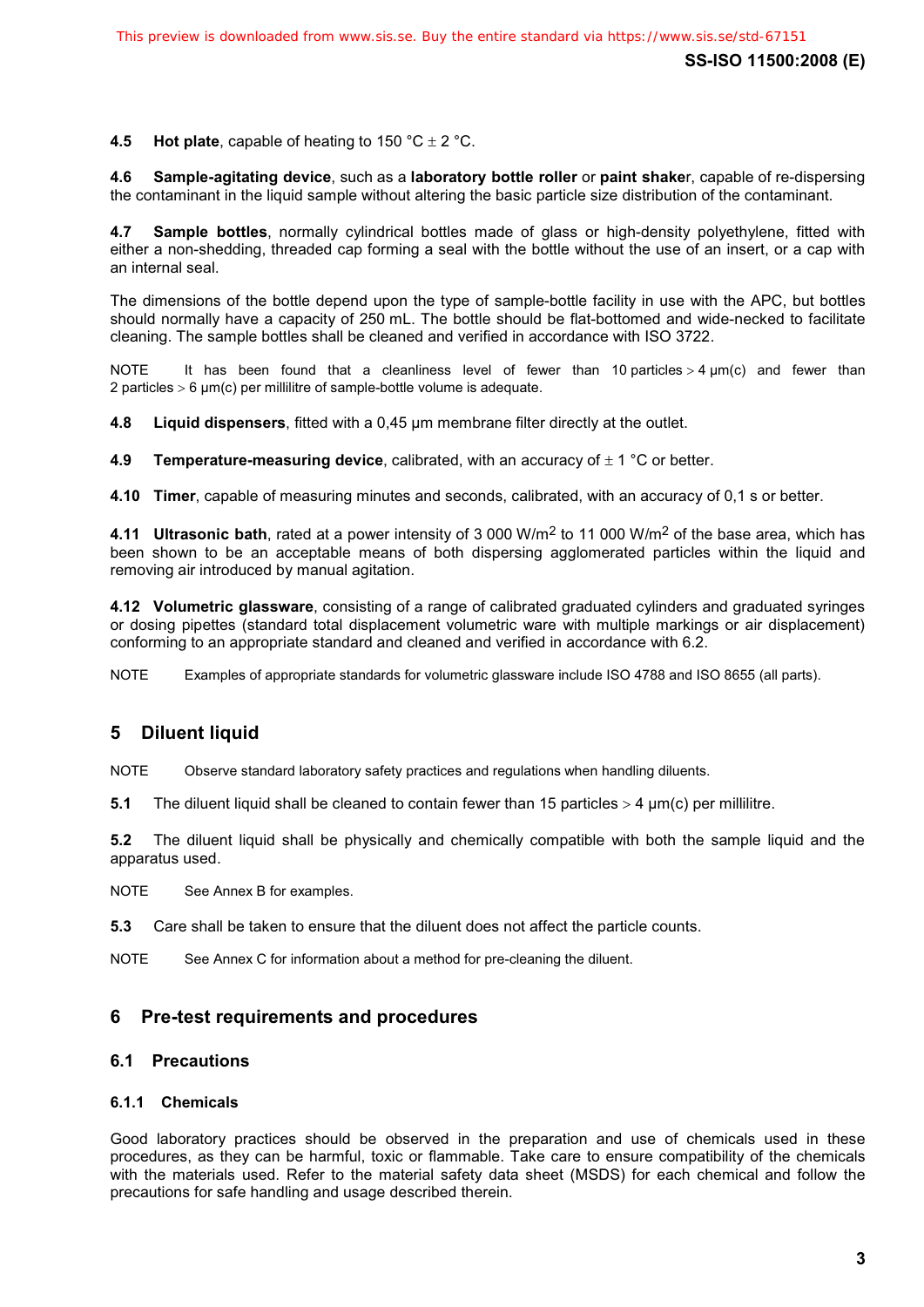**4.5 Hot plate**, capable of heating to 150 °C ± 2 °C.

**4.6 Sample-agitating device**, such as a **laboratory bottle roller** or **paint shaker**, capable of re-dispersing the contaminant in the liquid sample without altering the basic particle size distribution of the contaminant.

**4.7 Sample bottles**, normally cylindrical bottles made of glass or high-density polyethylene, fitted with either a non-shedding, threaded cap forming a seal with the bottle without the use of an insert, or a cap with an internal seal.

The dimensions of the bottle depend upon the type of sample-bottle facility in use with the APC, but bottles should normally have a capacity of 250 mL. The bottle should be flat-bottomed and wide-necked to facilitate cleaning. The sample bottles shall be cleaned and verified in accordance with ISO 3722.

NOTE It has been found that a cleanliness level of fewer than 10 particles > 4 µm(c) and fewer than 2 particles > 6 µm(c) per millilitre of sample-bottle volume is adequate.

**4.8 Liquid dispensers**, fitted with a 0,45 µm membrane filter directly at the outlet.

**4.9 Temperature-measuring device**, calibrated, with an accuracy of ± 1 °C or better.

**4.10 Timer**, capable of measuring minutes and seconds, calibrated, with an accuracy of 0,1 s or better.

**4.11 Ultrasonic bath**, rated at a power intensity of 3 000 W/m$^2$ to 11 000 W/m$^2$ of the base area, which has been shown to be an acceptable means of both dispersing agglomerated particles within the liquid and removing air introduced by manual agitation.

**4.12 Volumetric glassware**, consisting of a range of calibrated graduated cylinders and graduated syringes or dosing pipettes (standard total displacement volumetric ware with multiple markings or air displacement) conforming to an appropriate standard and cleaned and verified in accordance with 6.2.

NOTE Examples of appropriate standards for volumetric glassware include ISO 4788 and ISO 8655 (all parts).

## 5 Diluent liquid

NOTE Observe standard laboratory safety practices and regulations when handling diluents.

**5.1** The diluent liquid shall be cleaned to contain fewer than 15 particles > 4 µm(c) per millilitre.

**5.2** The diluent liquid shall be physically and chemically compatible with both the sample liquid and the apparatus used.

NOTE See Annex B for examples.

**5.3** Care shall be taken to ensure that the diluent does not affect the particle counts.

NOTE See Annex C for information about a method for pre-cleaning the diluent.

## 6 Pre-test requirements and procedures

### 6.1 Precautions

#### 6.1.1 Chemicals

Good laboratory practices should be observed in the preparation and use of chemicals used in these procedures, as they can be harmful, toxic or flammable. Take care to ensure compatibility of the chemicals with the materials used. Refer to the material safety data sheet (MSDS) for each chemical and follow the precautions for safe handling and usage described therein.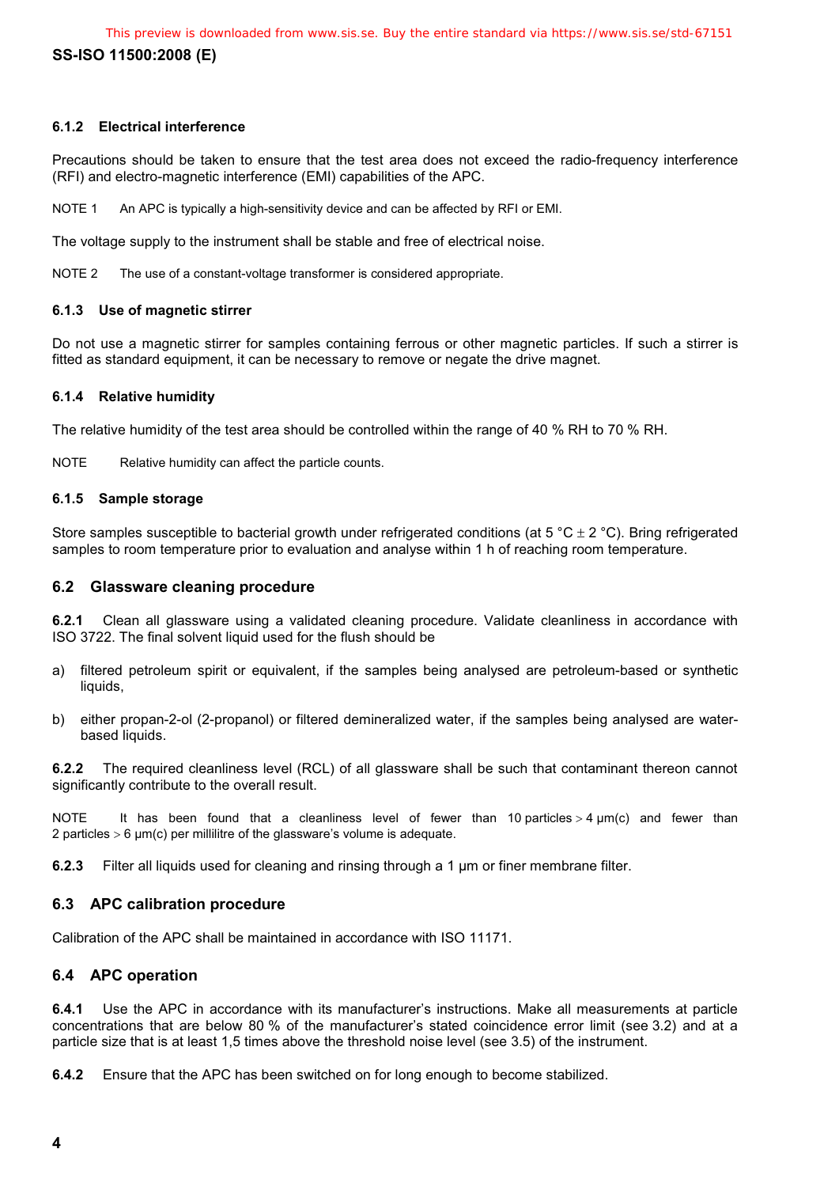#### 6.1.2 Electrical interference

Precautions should be taken to ensure that the test area does not exceed the radio-frequency interference (RFI) and electro-magnetic interference (EMI) capabilities of the APC.

NOTE 1 An APC is typically a high-sensitivity device and can be affected by RFI or EMI.

The voltage supply to the instrument shall be stable and free of electrical noise.

NOTE 2 The use of a constant-voltage transformer is considered appropriate.

#### 6.1.3 Use of magnetic stirrer

Do not use a magnetic stirrer for samples containing ferrous or other magnetic particles. If such a stirrer is fitted as standard equipment, it can be necessary to remove or negate the drive magnet.

#### 6.1.4 Relative humidity

The relative humidity of the test area should be controlled within the range of 40 % RH to 70 % RH.

NOTE Relative humidity can affect the particle counts.

#### 6.1.5 Sample storage

Store samples susceptible to bacterial growth under refrigerated conditions (at 5 °C ± 2 °C). Bring refrigerated samples to room temperature prior to evaluation and analyse within 1 h of reaching room temperature.

### 6.2 Glassware cleaning procedure

**6.2.1** Clean all glassware using a validated cleaning procedure. Validate cleanliness in accordance with ISO 3722. The final solvent liquid used for the flush should be

a) filtered petroleum spirit or equivalent, if the samples being analysed are petroleum-based or synthetic liquids,

b) either propan-2-ol (2-propanol) or filtered demineralized water, if the samples being analysed are water-based liquids.

**6.2.2** The required cleanliness level (RCL) of all glassware shall be such that contaminant thereon cannot significantly contribute to the overall result.

NOTE It has been found that a cleanliness level of fewer than 10 particles > 4 µm(c) and fewer than 2 particles > 6 µm(c) per millilitre of the glassware's volume is adequate.

**6.2.3** Filter all liquids used for cleaning and rinsing through a 1 µm or finer membrane filter.

### 6.3 APC calibration procedure

Calibration of the APC shall be maintained in accordance with ISO 11171.

### 6.4 APC operation

**6.4.1** Use the APC in accordance with its manufacturer's instructions. Make all measurements at particle concentrations that are below 80 % of the manufacturer's stated coincidence error limit (see 3.2) and at a particle size that is at least 1,5 times above the threshold noise level (see 3.5) of the instrument.

**6.4.2** Ensure that the APC has been switched on for long enough to become stabilized.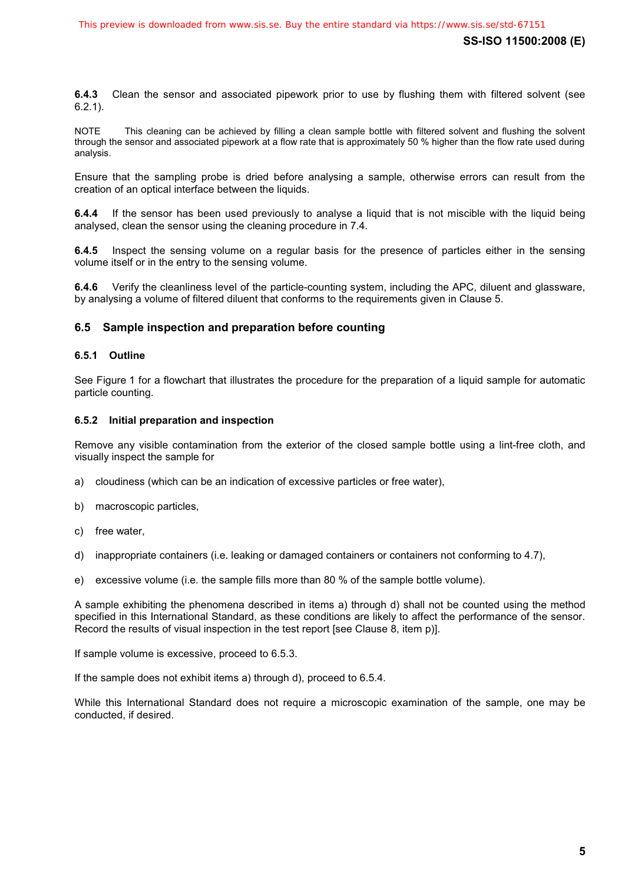**6.4.3** Clean the sensor and associated pipework prior to use by flushing them with filtered solvent (see 6.2.1).

NOTE This cleaning can be achieved by filling a clean sample bottle with filtered solvent and flushing the solvent through the sensor and associated pipework at a flow rate that is approximately 50 % higher than the flow rate used during analysis.

Ensure that the sampling probe is dried before analysing a sample, otherwise errors can result from the creation of an optical interface between the liquids.

**6.4.4** If the sensor has been used previously to analyse a liquid that is not miscible with the liquid being analysed, clean the sensor using the cleaning procedure in 7.4.

**6.4.5** Inspect the sensing volume on a regular basis for the presence of particles either in the sensing volume itself or in the entry to the sensing volume.

**6.4.6** Verify the cleanliness level of the particle-counting system, including the APC, diluent and glassware, by analysing a volume of filtered diluent that conforms to the requirements given in Clause 5.

## 6.5 Sample inspection and preparation before counting

### 6.5.1 Outline

See Figure 1 for a flowchart that illustrates the procedure for the preparation of a liquid sample for automatic particle counting.

### 6.5.2 Initial preparation and inspection

Remove any visible contamination from the exterior of the closed sample bottle using a lint-free cloth, and visually inspect the sample for

a) cloudiness (which can be an indication of excessive particles or free water),

b) macroscopic particles,

c) free water,

d) inappropriate containers (i.e. leaking or damaged containers or containers not conforming to 4.7),

e) excessive volume (i.e. the sample fills more than 80 % of the sample bottle volume).

A sample exhibiting the phenomena described in items a) through d) shall not be counted using the method specified in this International Standard, as these conditions are likely to affect the performance of the sensor. Record the results of visual inspection in the test report [see Clause 8, item p)].

If sample volume is excessive, proceed to 6.5.3.

If the sample does not exhibit items a) through d), proceed to 6.5.4.

While this International Standard does not require a microscopic examination of the sample, one may be conducted, if desired.